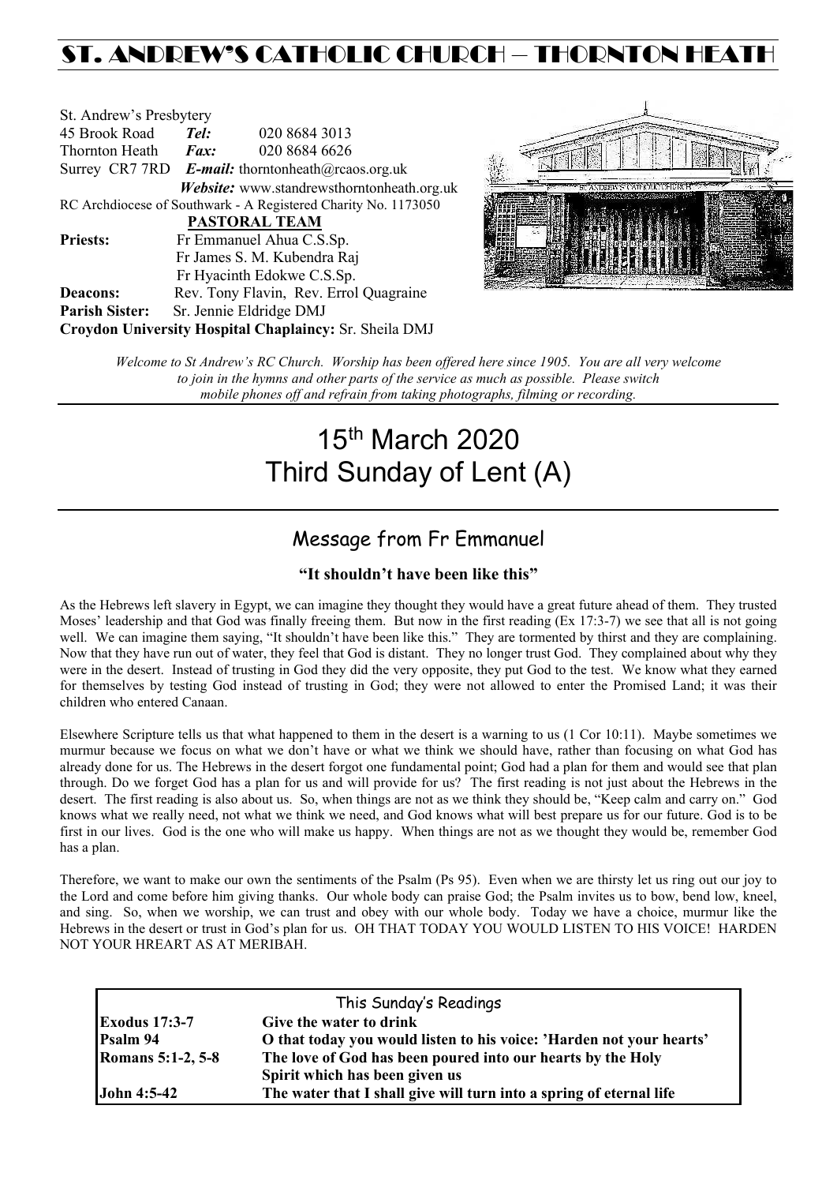# ST. ANDREW'S CATHOLIC CHURCH – THORNTON HEATH

St. Andrew's Presbytery
45 Brook Road *Tel:* 020 8684 3013
Thornton Heath *Fax:* 020 8684 6626
Surrey CR7 7RD *E-mail:* thorntonheath@rcaos.org.uk
*Website:* www.standrewsthorntonheath.org.uk
RC Archdiocese of Southwark - A Registered Charity No. 1173050

**PASTORAL TEAM**

**Priests:** Fr Emmanuel Ahua C.S.Sp.
Fr James S. M. Kubendra Raj
Fr Hyacinth Edokwe C.S.Sp.
**Deacons:** Rev. Tony Flavin, Rev. Errol Quagraine
**Parish Sister:** Sr. Jennie Eldridge DMJ
**Croydon University Hospital Chaplaincy:** Sr. Sheila DMJ

*Welcome to St Andrew's RC Church. Worship has been offered here since 1905. You are all very welcome to join in the hymns and other parts of the service as much as possible. Please switch mobile phones off and refrain from taking photographs, filming or recording.*

# 15th March 2020
# Third Sunday of Lent (A)

## Message from Fr Emmanuel

**"It shouldn't have been like this"**

As the Hebrews left slavery in Egypt, we can imagine they thought they would have a great future ahead of them. They trusted Moses' leadership and that God was finally freeing them. But now in the first reading (Ex 17:3-7) we see that all is not going well. We can imagine them saying, "It shouldn't have been like this." They are tormented by thirst and they are complaining. Now that they have run out of water, they feel that God is distant. They no longer trust God. They complained about why they were in the desert. Instead of trusting in God they did the very opposite, they put God to the test. We know what they earned for themselves by testing God instead of trusting in God; they were not allowed to enter the Promised Land; it was their children who entered Canaan.

Elsewhere Scripture tells us that what happened to them in the desert is a warning to us (1 Cor 10:11). Maybe sometimes we murmur because we focus on what we don't have or what we think we should have, rather than focusing on what God has already done for us. The Hebrews in the desert forgot one fundamental point; God had a plan for them and would see that plan through. Do we forget God has a plan for us and will provide for us? The first reading is not just about the Hebrews in the desert. The first reading is also about us. So, when things are not as we think they should be, "Keep calm and carry on." God knows what we really need, not what we think we need, and God knows what will best prepare us for our future. God is to be first in our lives. God is the one who will make us happy. When things are not as we thought they would be, remember God has a plan.

Therefore, we want to make our own the sentiments of the Psalm (Ps 95). Even when we are thirsty let us ring out our joy to the Lord and come before him giving thanks. Our whole body can praise God; the Psalm invites us to bow, bend low, kneel, and sing. So, when we worship, we can trust and obey with our whole body. Today we have a choice, murmur like the Hebrews in the desert or trust in God's plan for us. OH THAT TODAY YOU WOULD LISTEN TO HIS VOICE! HARDEN NOT YOUR HREART AS AT MERIBAH.

| This Sunday's Readings | |
|---|---|
| **Exodus 17:3-7** | **Give the water to drink** |
| **Psalm 94** | **O that today you would listen to his voice: 'Harden not your hearts'** |
| **Romans 5:1-2, 5-8** | **The love of God has been poured into our hearts by the Holy Spirit which has been given us** |
| **John 4:5-42** | **The water that I shall give will turn into a spring of eternal life** |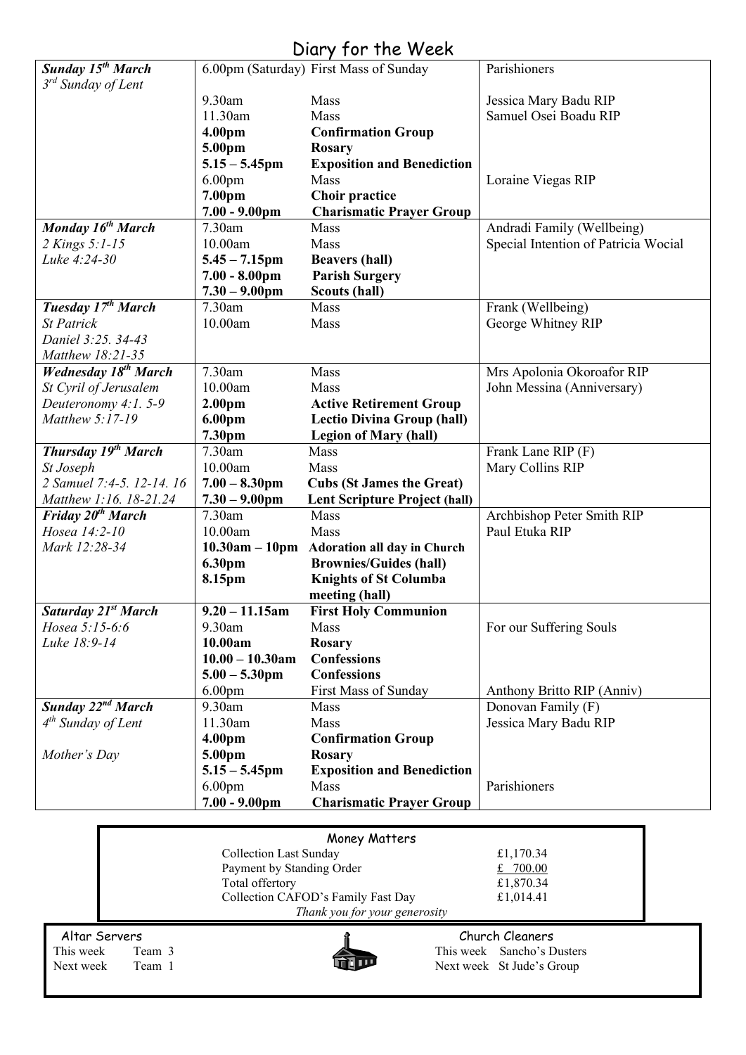# Diary for the Week

| Day | Time | Event | Intention |
|---|---|---|---|
| ***Sunday 15th March*** *3rd Sunday of Lent* | 6.00pm (Saturday) | First Mass of Sunday | Parishioners |
| | 9.30am | Mass | Jessica Mary Badu RIP |
| | 11.30am | Mass | Samuel Osei Boadu RIP |
| | **4.00pm** | **Confirmation Group** | |
| | **5.00pm** | **Rosary** | |
| | **5.15 – 5.45pm** | **Exposition and Benediction** | |
| | 6.00pm | Mass | Loraine Viegas RIP |
| | **7.00pm** | **Choir practice** | |
| | **7.00 - 9.00pm** | **Charismatic Prayer Group** | |
| ***Monday 16th March*** *2 Kings 5:1-15* *Luke 4:24-30* | 7.30am | Mass | Andradi Family (Wellbeing) |
| | 10.00am | Mass | Special Intention of Patricia Wocial |
| | **5.45 – 7.15pm** | **Beavers (hall)** | |
| | **7.00 - 8.00pm** | **Parish Surgery** | |
| | **7.30 – 9.00pm** | **Scouts (hall)** | |
| ***Tuesday 17th March*** *St Patrick* *Daniel 3:25. 34-43* *Matthew 18:21-35* | 7.30am | Mass | Frank (Wellbeing) |
| | 10.00am | Mass | George Whitney RIP |
| ***Wednesday 18th March*** *St Cyril of Jerusalem* *Deuteronomy 4:1. 5-9* *Matthew 5:17-19* | 7.30am | Mass | Mrs Apolonia Okoroafor RIP |
| | 10.00am | Mass | John Messina (Anniversary) |
| | **2.00pm** | **Active Retirement Group** | |
| | **6.00pm** | **Lectio Divina Group (hall)** | |
| | **7.30pm** | **Legion of Mary (hall)** | |
| ***Thursday 19th March*** *St Joseph* *2 Samuel 7:4-5. 12-14. 16* *Matthew 1:16. 18-21.24* | 7.30am | Mass | Frank Lane RIP (F) |
| | 10.00am | Mass | Mary Collins RIP |
| | **7.00 – 8.30pm** | **Cubs (St James the Great)** | |
| | **7.30 – 9.00pm** | **Lent Scripture Project (hall)** | |
| ***Friday 20th March*** *Hosea 14:2-10* *Mark 12:28-34* | 7.30am | Mass | Archbishop Peter Smith RIP |
| | 10.00am | Mass | Paul Etuka RIP |
| | **10.30am – 10pm** | **Adoration all day in Church** | |
| | **6.30pm** | **Brownies/Guides (hall)** | |
| | **8.15pm** | **Knights of St Columba meeting (hall)** | |
| ***Saturday 21st March*** *Hosea 5:15-6:6* *Luke 18:9-14* | **9.20 – 11.15am** | **First Holy Communion** | |
| | 9.30am | Mass | For our Suffering Souls |
| | **10.00am** | **Rosary** | |
| | **10.00 – 10.30am** | **Confessions** | |
| | **5.00 – 5.30pm** | **Confessions** | |
| | 6.00pm | First Mass of Sunday | Anthony Britto RIP (Anniv) |
| ***Sunday 22nd March*** *4th Sunday of Lent* *Mother's Day* | 9.30am | Mass | Donovan Family (F) |
| | 11.30am | Mass | Jessica Mary Badu RIP |
| | **4.00pm** | **Confirmation Group** | |
| | **5.00pm** | **Rosary** | |
| | **5.15 – 5.45pm** | **Exposition and Benediction** | |
| | 6.00pm | Mass | Parishioners |
| | **7.00 - 9.00pm** | **Charismatic Prayer Group** | |

## Money Matters

| | |
|---|---|
| Collection Last Sunday | £1,170.34 |
| Payment by Standing Order | £ 700.00 |
| Total offertory | £1,870.34 |
| Collection CAFOD's Family Fast Day | £1,014.41 |

*Thank you for your generosity*

**Altar Servers**
This week Team 3
Next week Team 1

**Church Cleaners**
This week Sancho's Dusters
Next week St Jude's Group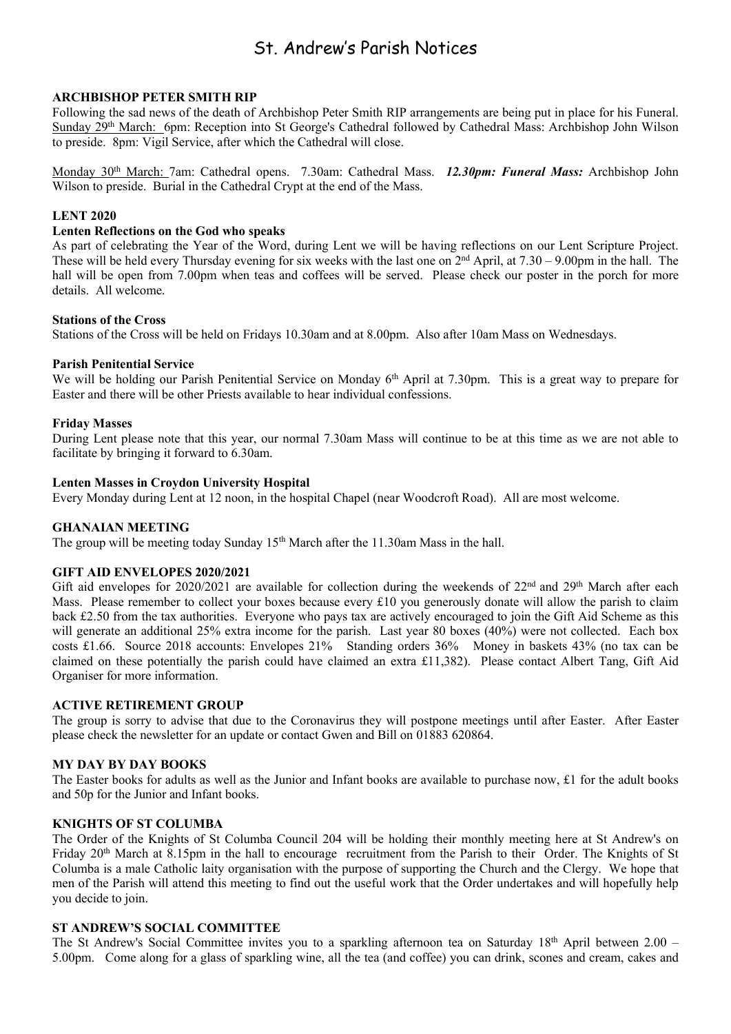# St. Andrew's Parish Notices

### ARCHBISHOP PETER SMITH RIP

Following the sad news of the death of Archbishop Peter Smith RIP arrangements are being put in place for his Funeral. Sunday 29th March: 6pm: Reception into St George's Cathedral followed by Cathedral Mass: Archbishop John Wilson to preside. 8pm: Vigil Service, after which the Cathedral will close.

Monday 30th March: 7am: Cathedral opens. 7.30am: Cathedral Mass. ***12.30pm: Funeral Mass:*** Archbishop John Wilson to preside. Burial in the Cathedral Crypt at the end of the Mass.

### LENT 2020

#### Lenten Reflections on the God who speaks

As part of celebrating the Year of the Word, during Lent we will be having reflections on our Lent Scripture Project. These will be held every Thursday evening for six weeks with the last one on 2nd April, at 7.30 – 9.00pm in the hall. The hall will be open from 7.00pm when teas and coffees will be served. Please check our poster in the porch for more details. All welcome.

#### Stations of the Cross

Stations of the Cross will be held on Fridays 10.30am and at 8.00pm. Also after 10am Mass on Wednesdays.

#### Parish Penitential Service

We will be holding our Parish Penitential Service on Monday 6th April at 7.30pm. This is a great way to prepare for Easter and there will be other Priests available to hear individual confessions.

#### Friday Masses

During Lent please note that this year, our normal 7.30am Mass will continue to be at this time as we are not able to facilitate by bringing it forward to 6.30am.

#### Lenten Masses in Croydon University Hospital

Every Monday during Lent at 12 noon, in the hospital Chapel (near Woodcroft Road). All are most welcome.

### GHANAIAN MEETING

The group will be meeting today Sunday 15th March after the 11.30am Mass in the hall.

### GIFT AID ENVELOPES 2020/2021

Gift aid envelopes for 2020/2021 are available for collection during the weekends of 22nd and 29th March after each Mass. Please remember to collect your boxes because every £10 you generously donate will allow the parish to claim back £2.50 from the tax authorities. Everyone who pays tax are actively encouraged to join the Gift Aid Scheme as this will generate an additional 25% extra income for the parish. Last year 80 boxes (40%) were not collected. Each box costs £1.66. Source 2018 accounts: Envelopes 21% Standing orders 36% Money in baskets 43% (no tax can be claimed on these potentially the parish could have claimed an extra £11,382). Please contact Albert Tang, Gift Aid Organiser for more information.

### ACTIVE RETIREMENT GROUP

The group is sorry to advise that due to the Coronavirus they will postpone meetings until after Easter. After Easter please check the newsletter for an update or contact Gwen and Bill on 01883 620864.

### MY DAY BY DAY BOOKS

The Easter books for adults as well as the Junior and Infant books are available to purchase now, £1 for the adult books and 50p for the Junior and Infant books.

### KNIGHTS OF ST COLUMBA

The Order of the Knights of St Columba Council 204 will be holding their monthly meeting here at St Andrew's on Friday 20th March at 8.15pm in the hall to encourage recruitment from the Parish to their Order. The Knights of St Columba is a male Catholic laity organisation with the purpose of supporting the Church and the Clergy. We hope that men of the Parish will attend this meeting to find out the useful work that the Order undertakes and will hopefully help you decide to join.

### ST ANDREW'S SOCIAL COMMITTEE

The St Andrew's Social Committee invites you to a sparkling afternoon tea on Saturday 18th April between 2.00 – 5.00pm. Come along for a glass of sparkling wine, all the tea (and coffee) you can drink, scones and cream, cakes and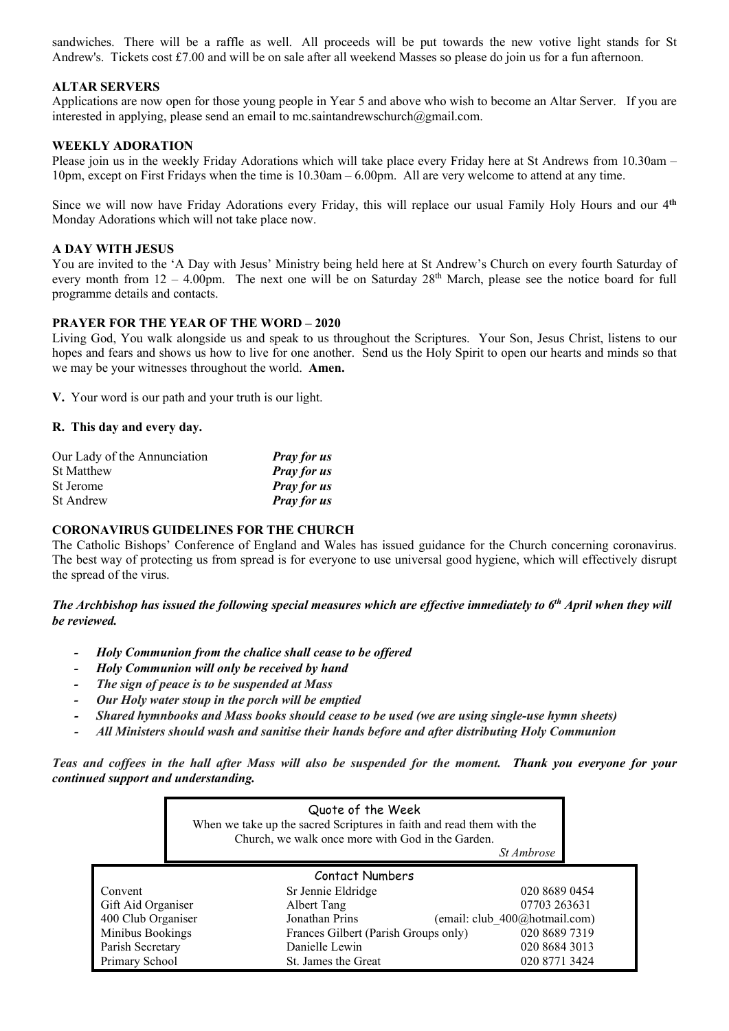sandwiches. There will be a raffle as well. All proceeds will be put towards the new votive light stands for St Andrew's. Tickets cost £7.00 and will be on sale after all weekend Masses so please do join us for a fun afternoon.

**ALTAR SERVERS**

Applications are now open for those young people in Year 5 and above who wish to become an Altar Server. If you are interested in applying, please send an email to mc.saintandrewschurch@gmail.com.

**WEEKLY ADORATION**

Please join us in the weekly Friday Adorations which will take place every Friday here at St Andrews from 10.30am – 10pm, except on First Fridays when the time is 10.30am – 6.00pm. All are very welcome to attend at any time.

Since we will now have Friday Adorations every Friday, this will replace our usual Family Holy Hours and our 4th Monday Adorations which will not take place now.

**A DAY WITH JESUS**

You are invited to the 'A Day with Jesus' Ministry being held here at St Andrew's Church on every fourth Saturday of every month from 12 – 4.00pm. The next one will be on Saturday 28th March, please see the notice board for full programme details and contacts.

**PRAYER FOR THE YEAR OF THE WORD – 2020**

Living God, You walk alongside us and speak to us throughout the Scriptures. Your Son, Jesus Christ, listens to our hopes and fears and shows us how to live for one another. Send us the Holy Spirit to open our hearts and minds so that we may be your witnesses throughout the world. **Amen.**

**V.** Your word is our path and your truth is our light.

**R. This day and every day.**

| | |
|---|---|
| Our Lady of the Annunciation | ***Pray for us*** |
| St Matthew | ***Pray for us*** |
| St Jerome | ***Pray for us*** |
| St Andrew | ***Pray for us*** |

**CORONAVIRUS GUIDELINES FOR THE CHURCH**

The Catholic Bishops' Conference of England and Wales has issued guidance for the Church concerning coronavirus. The best way of protecting us from spread is for everyone to use universal good hygiene, which will effectively disrupt the spread of the virus.

***The Archbishop has issued the following special measures which are effective immediately to 6th April when they will be reviewed.***

- ***Holy Communion from the chalice shall cease to be offered***
- ***Holy Communion will only be received by hand***
- ***The sign of peace is to be suspended at Mass***
- ***Our Holy water stoup in the porch will be emptied***
- ***Shared hymnbooks and Mass books should cease to be used (we are using single-use hymn sheets)***
- ***All Ministers should wash and sanitise their hands before and after distributing Holy Communion***

***Teas and coffees in the hall after Mass will also be suspended for the moment. Thank you everyone for your continued support and understanding.***

Quote of the Week

When we take up the sacred Scriptures in faith and read them with the Church, we walk once more with God in the Garden.

*St Ambrose*

Contact Numbers

| | | |
|---|---|---|
| Convent | Sr Jennie Eldridge | 020 8689 0454 |
| Gift Aid Organiser | Albert Tang | 07703 263631 |
| 400 Club Organiser | Jonathan Prins | (email: club_400@hotmail.com) |
| Minibus Bookings | Frances Gilbert (Parish Groups only) | 020 8689 7319 |
| Parish Secretary | Danielle Lewin | 020 8684 3013 |
| Primary School | St. James the Great | 020 8771 3424 |